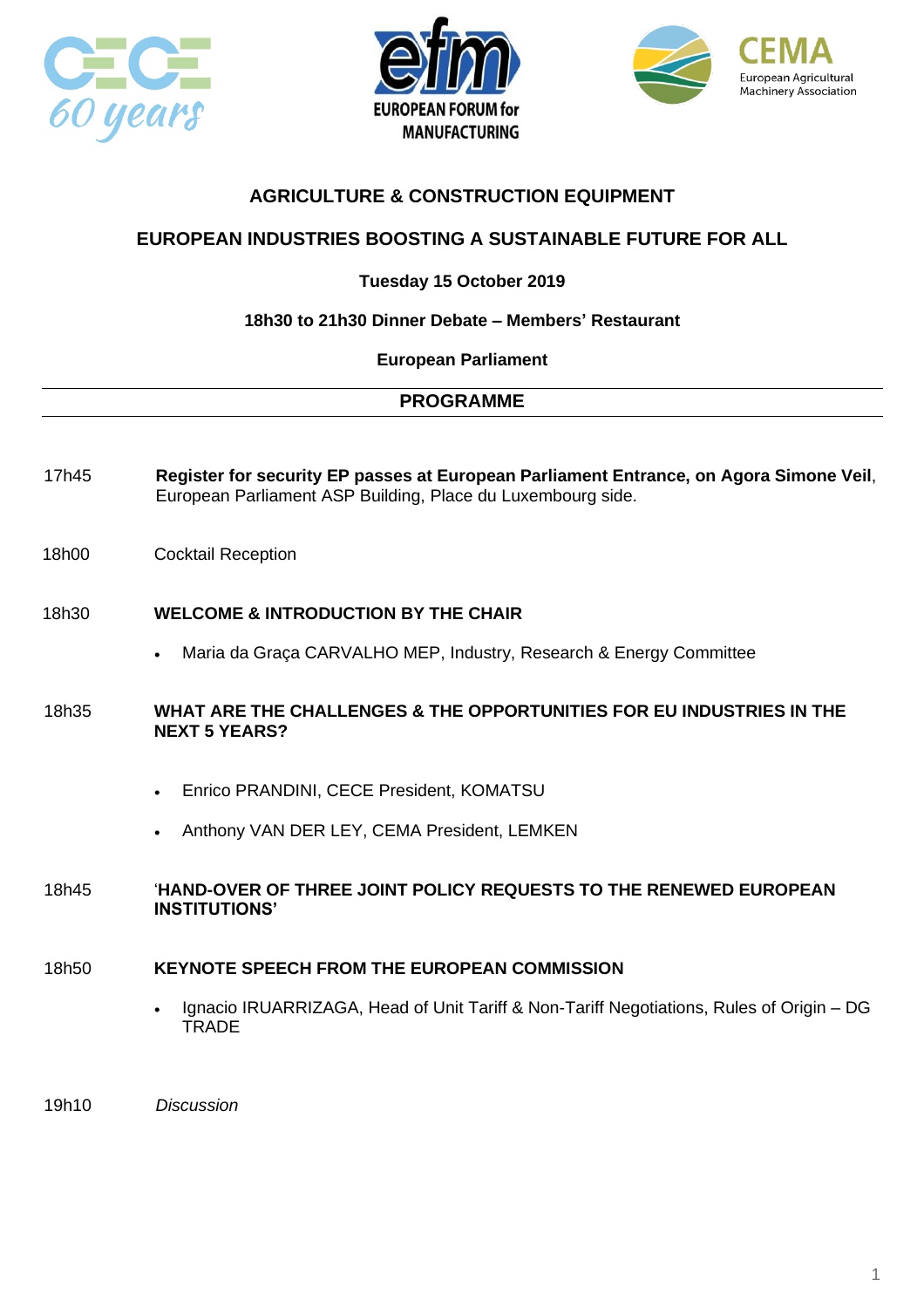# AGRICULTURE & CONSTRUCTION EQUIPMENT

## EUROPEAN INDUSTRIES BOOSTING A SUSTAINABLE FUTURE FOR ALL

**Tuesday 15 October 2019**

**18h30 to 21h30 Dinner Debate – Members' Restaurant**

**European Parliament**

---

## PROGRAMME

---

17h45 **Register for security EP passes at European Parliament Entrance, on Agora Simone Veil**, European Parliament ASP Building, Place du Luxembourg side.

18h00 Cocktail Reception

18h30 **WELCOME & INTRODUCTION BY THE CHAIR**

- Maria da Graça CARVALHO MEP, Industry, Research & Energy Committee

18h35 **WHAT ARE THE CHALLENGES & THE OPPORTUNITIES FOR EU INDUSTRIES IN THE NEXT 5 YEARS?**

- Enrico PRANDINI, CECE President, KOMATSU
- Anthony VAN DER LEY, CEMA President, LEMKEN

18h45 '**HAND-OVER OF THREE JOINT POLICY REQUESTS TO THE RENEWED EUROPEAN INSTITUTIONS'**

18h50 **KEYNOTE SPEECH FROM THE EUROPEAN COMMISSION**

- Ignacio IRUARRIZAGA, Head of Unit Tariff & Non-Tariff Negotiations, Rules of Origin – DG TRADE

19h10 *Discussion*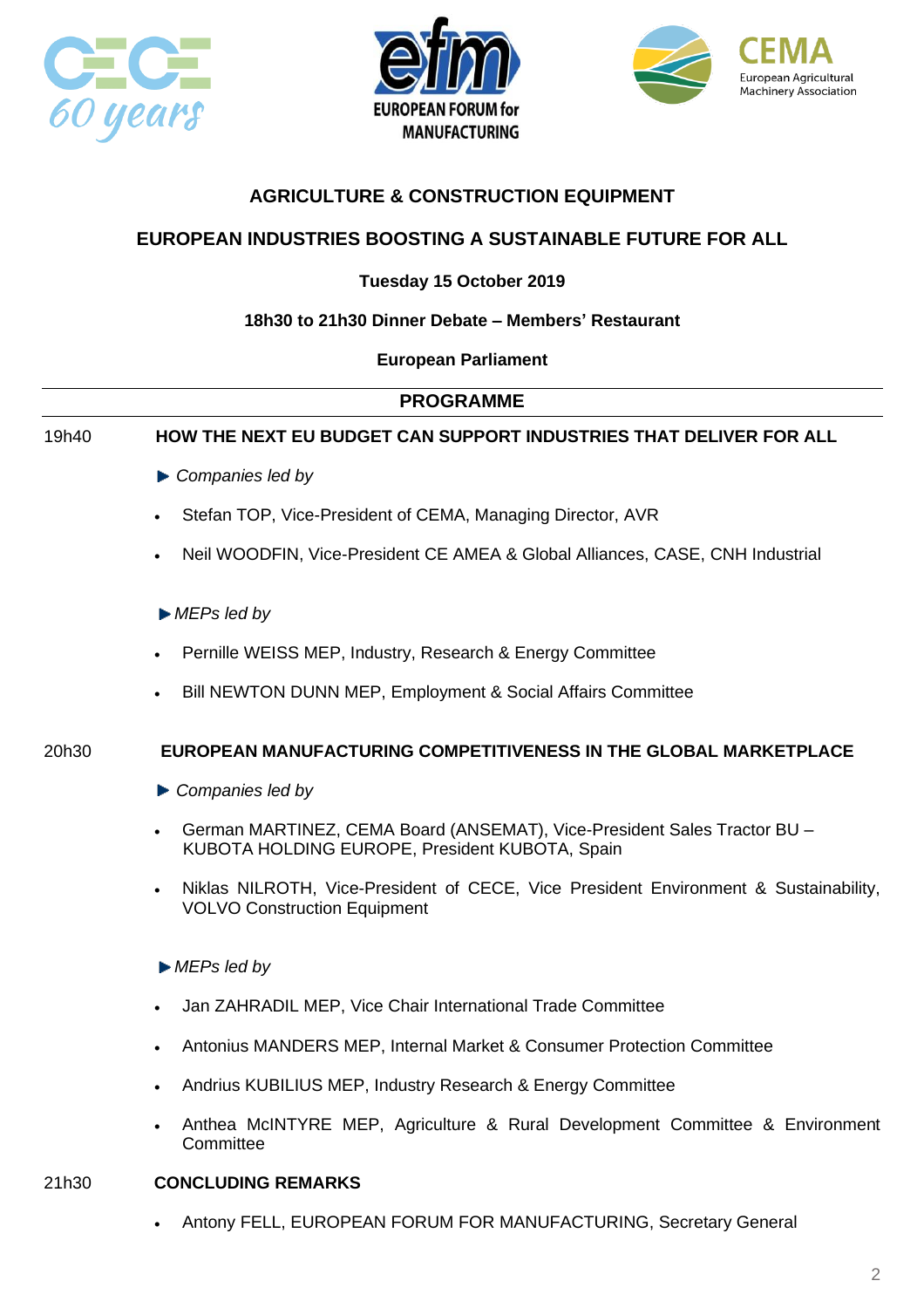# AGRICULTURE & CONSTRUCTION EQUIPMENT

## EUROPEAN INDUSTRIES BOOSTING A SUSTAINABLE FUTURE FOR ALL

**Tuesday 15 October 2019**

**18h30 to 21h30 Dinner Debate – Members' Restaurant**

**European Parliament**

## PROGRAMME

**19h40 HOW THE NEXT EU BUDGET CAN SUPPORT INDUSTRIES THAT DELIVER FOR ALL**

▶ *Companies led by*

- Stefan TOP, Vice-President of CEMA, Managing Director, AVR
- Neil WOODFIN, Vice-President CE AMEA & Global Alliances, CASE, CNH Industrial

▶ *MEPs led by*

- Pernille WEISS MEP, Industry, Research & Energy Committee
- Bill NEWTON DUNN MEP, Employment & Social Affairs Committee

**20h30 EUROPEAN MANUFACTURING COMPETITIVENESS IN THE GLOBAL MARKETPLACE**

▶ *Companies led by*

- German MARTINEZ, CEMA Board (ANSEMAT), Vice-President Sales Tractor BU – KUBOTA HOLDING EUROPE, President KUBOTA, Spain
- Niklas NILROTH, Vice-President of CECE, Vice President Environment & Sustainability, VOLVO Construction Equipment

▶ *MEPs led by*

- Jan ZAHRADIL MEP, Vice Chair International Trade Committee
- Antonius MANDERS MEP, Internal Market & Consumer Protection Committee
- Andrius KUBILIUS MEP, Industry Research & Energy Committee
- Anthea McINTYRE MEP, Agriculture & Rural Development Committee & Environment Committee

**21h30 CONCLUDING REMARKS**

- Antony FELL, EUROPEAN FORUM FOR MANUFACTURING, Secretary General